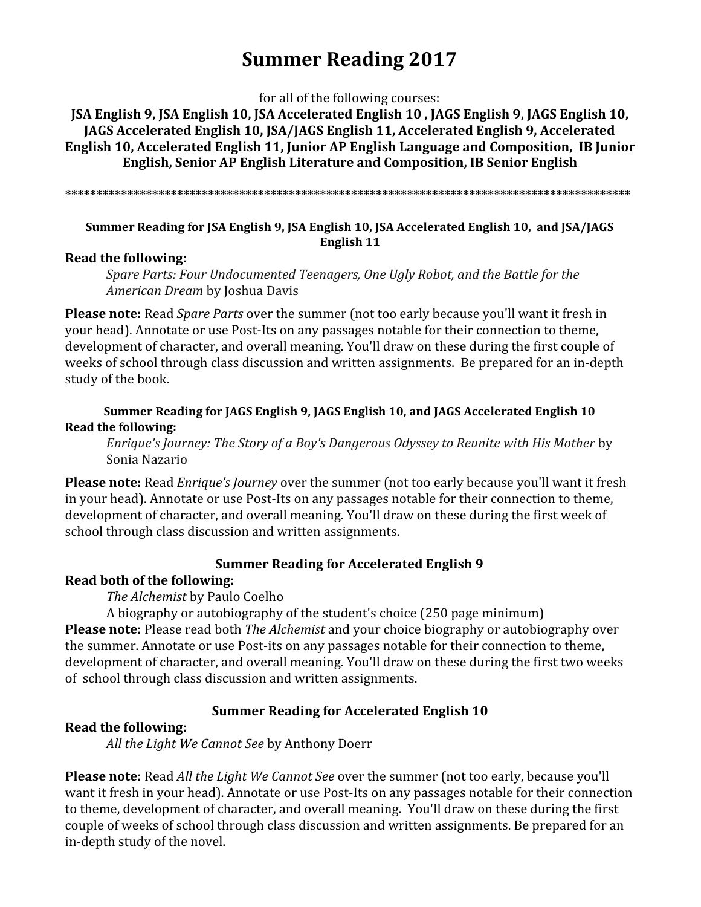# Summary Reading 2017

for all of the following courses:

**JSA English 9, JSA English 10, JSA Accelerated English 10 , JAGS English 9, JAGS English 10, JAGS Accelerated English 10, JSA/JAGS English 11, Accelerated English 9, Accelerated English 10, Accelerated English 11, Junior AP English Language and Composition, IB Junior English, Senior AP English Literature and Composition, IB Senior English**

*******************************************************************************************

### Summer Reading for JSA English 9, JSA English 10, JSA Accelerated English 10, and JSA/JAGS English 11

**Read the following:**

*Spare Parts: Four Undocumented Teenagers, One Ugly Robot, and the Battle for the American Dream* by Joshua Davis

**Please note:** Read *Spare Parts* over the summer (not too early because you'll want it fresh in your head). Annotate or use Post-Its on any passages notable for their connection to theme, development of character, and overall meaning. You'll draw on these during the first couple of weeks of school through class discussion and written assignments. Be prepared for an in-depth study of the book.

### Summer Reading for JAGS English 9, JAGS English 10, and JAGS Accelerated English 10

**Read the following:**

*Enrique's Journey: The Story of a Boy's Dangerous Odyssey to Reunite with His Mother* by Sonia Nazario

**Please note:** Read *Enrique's Journey* over the summer (not too early because you'll want it fresh in your head). Annotate or use Post-Its on any passages notable for their connection to theme, development of character, and overall meaning. You'll draw on these during the first week of school through class discussion and written assignments.

### Summer Reading for Accelerated English 9

**Read both of the following:**

*The Alchemist* by Paulo Coelho

A biography or autobiography of the student's choice (250 page minimum)

**Please note:** Please read both *The Alchemist* and your choice biography or autobiography over the summer. Annotate or use Post-its on any passages notable for their connection to theme, development of character, and overall meaning. You'll draw on these during the first two weeks of school through class discussion and written assignments.

### Summer Reading for Accelerated English 10

**Read the following:**

*All the Light We Cannot See* by Anthony Doerr

**Please note:** Read *All the Light We Cannot See* over the summer (not too early, because you'll want it fresh in your head). Annotate or use Post-Its on any passages notable for their connection to theme, development of character, and overall meaning. You'll draw on these during the first couple of weeks of school through class discussion and written assignments. Be prepared for an in-depth study of the novel.

# Summer Reading 2017

for all of the following courses:

**JSA English 9, JSA English 10, JSA Accelerated English 10 , JAGS English 9, JAGS English 10, JAGS Accelerated English 10, JSA/JAGS English 11, Accelerated English 9, Accelerated English 10, Accelerated English 11, Junior AP English Language and Composition, IB Junior English, Senior AP English Literature and Composition, IB Senior English**

*******************************************************************************************

### Summer Reading for JSA English 9, JSA English 10, JSA Accelerated English 10, and JSA/JAGS English 11

**Read the following:**

*Spare Parts: Four Undocumented Teenagers, One Ugly Robot, and the Battle for the American Dream* by Joshua Davis

**Please note:** Read *Spare Parts* over the summer (not too early because you'll want it fresh in your head). Annotate or use Post-Its on any passages notable for their connection to theme, development of character, and overall meaning. You'll draw on these during the first couple of weeks of school through class discussion and written assignments. Be prepared for an in-depth study of the book.

### Summer Reading for JAGS English 9, JAGS English 10, and JAGS Accelerated English 10

**Read the following:**

*Enrique's Journey: The Story of a Boy's Dangerous Odyssey to Reunite with His Mother* by Sonia Nazario

**Please note:** Read *Enrique's Journey* over the summer (not too early because you'll want it fresh in your head). Annotate or use Post-Its on any passages notable for their connection to theme, development of character, and overall meaning. You'll draw on these during the first week of school through class discussion and written assignments.

### Summer Reading for Accelerated English 9

**Read both of the following:**

*The Alchemist* by Paulo Coelho

A biography or autobiography of the student's choice (250 page minimum)

**Please note:** Please read both *The Alchemist* and your choice biography or autobiography over the summer. Annotate or use Post-its on any passages notable for their connection to theme, development of character, and overall meaning. You'll draw on these during the first two weeks of school through class discussion and written assignments.

### Summer Reading for Accelerated English 10

**Read the following:**

*All the Light We Cannot See* by Anthony Doerr

**Please note:** Read *All the Light We Cannot See* over the summer (not too early, because you'll want it fresh in your head). Annotate or use Post-Its on any passages notable for their connection to theme, development of character, and overall meaning. You'll draw on these during the first couple of weeks of school through class discussion and written assignments. Be prepared for an in-depth study of the novel.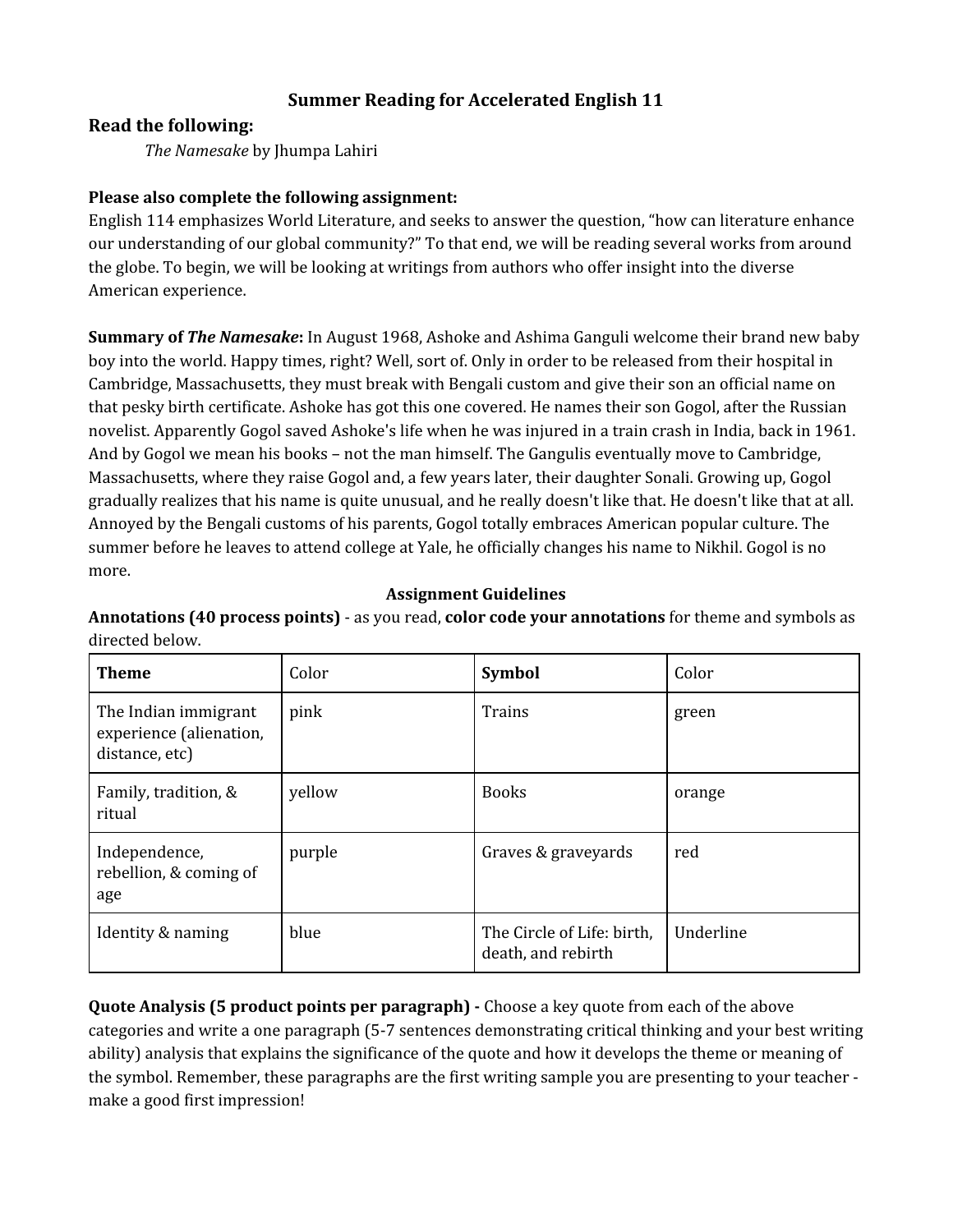## Summer Reading for Accelerated English 11

### Read the following:

*The Namesake* by Jhumpa Lahiri

**Please also complete the following assignment:**

English 114 emphasizes World Literature, and seeks to answer the question, "how can literature enhance our understanding of our global community?" To that end, we will be reading several works from around the globe. To begin, we will be looking at writings from authors who offer insight into the diverse American experience.

**Summary of *The Namesake*:** In August 1968, Ashoke and Ashima Ganguli welcome their brand new baby boy into the world. Happy times, right? Well, sort of. Only in order to be released from their hospital in Cambridge, Massachusetts, they must break with Bengali custom and give their son an official name on that pesky birth certificate. Ashoke has got this one covered. He names their son Gogol, after the Russian novelist. Apparently Gogol saved Ashoke's life when he was injured in a train crash in India, back in 1961. And by Gogol we mean his books – not the man himself. The Gangulis eventually move to Cambridge, Massachusetts, where they raise Gogol and, a few years later, their daughter Sonali. Growing up, Gogol gradually realizes that his name is quite unusual, and he really doesn't like that. He doesn't like that at all. Annoyed by the Bengali customs of his parents, Gogol totally embraces American popular culture. The summer before he leaves to attend college at Yale, he officially changes his name to Nikhil. Gogol is no more.

**Assignment Guidelines**

**Annotations (40 process points)** - as you read, **color code your annotations** for theme and symbols as directed below.

| **Theme** | Color | **Symbol** | Color |
|---|---|---|---|
| The Indian immigrant experience (alienation, distance, etc) | pink | Trains | green |
| Family, tradition, & ritual | yellow | Books | orange |
| Independence, rebellion, & coming of age | purple | Graves & graveyards | red |
| Identity & naming | blue | The Circle of Life: birth, death, and rebirth | Underline |

**Quote Analysis (5 product points per paragraph) -** Choose a key quote from each of the above categories and write a one paragraph (5-7 sentences demonstrating critical thinking and your best writing ability) analysis that explains the significance of the quote and how it develops the theme or meaning of the symbol. Remember, these paragraphs are the first writing sample you are presenting to your teacher - make a good first impression!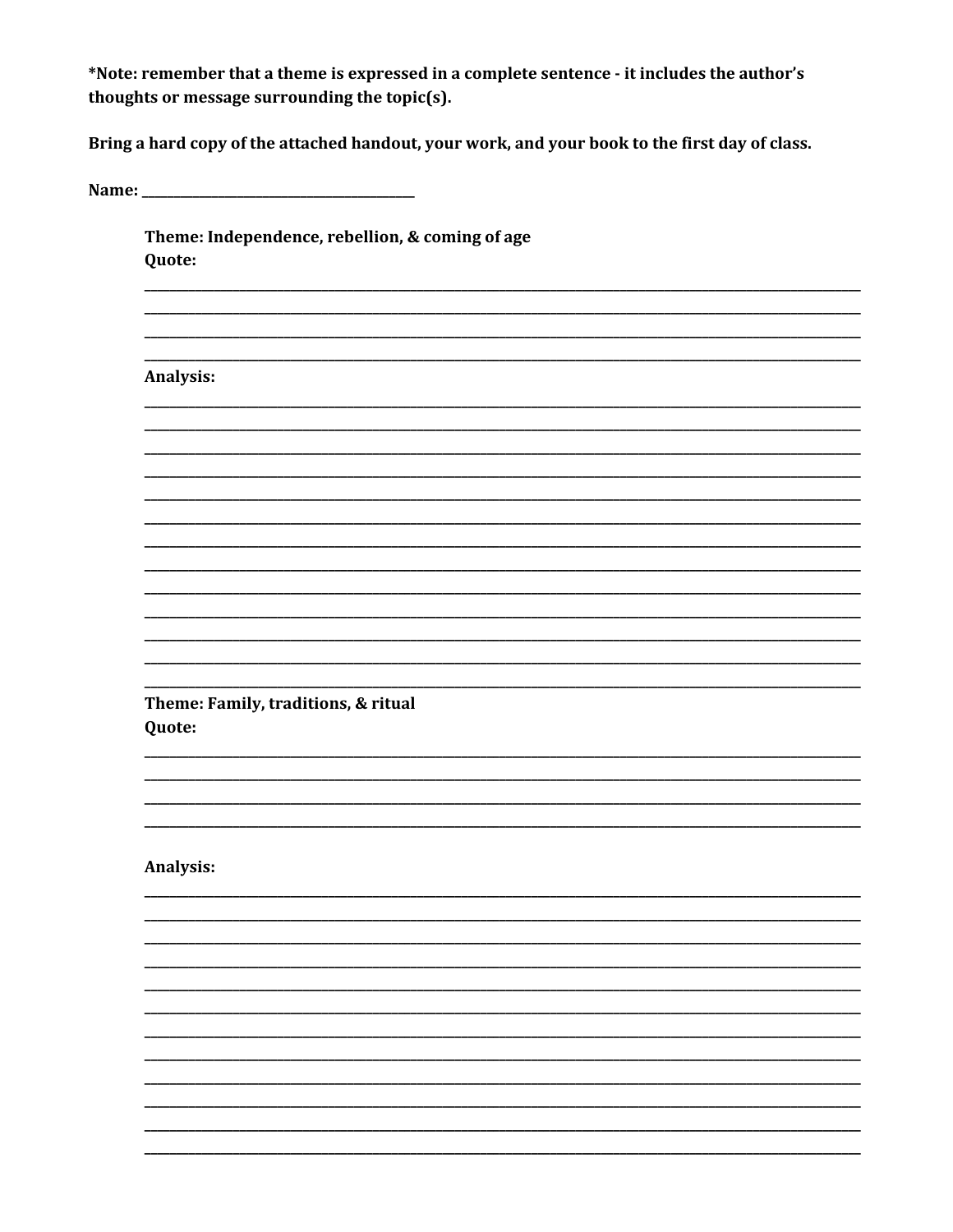**\*Note: remember that a theme is expressed in a complete sentence - it includes the author's thoughts or message surrounding the topic(s).**

**Bring a hard copy of the attached handout, your work, and your book to the first day of class.**

**Name:** ________________________________

**Theme: Independence, rebellion, & coming of age**

**Quote:**

______________________________________________________________________________

______________________________________________________________________________

______________________________________________________________________________

______________________________________________________________________________

**Analysis:**

______________________________________________________________________________

______________________________________________________________________________

______________________________________________________________________________

______________________________________________________________________________

______________________________________________________________________________

______________________________________________________________________________

______________________________________________________________________________

______________________________________________________________________________

______________________________________________________________________________

______________________________________________________________________________

______________________________________________________________________________

______________________________________________________________________________

______________________________________________________________________________

**Theme: Family, traditions, & ritual**

**Quote:**

______________________________________________________________________________

______________________________________________________________________________

______________________________________________________________________________

______________________________________________________________________________

**Analysis:**

______________________________________________________________________________

______________________________________________________________________________

______________________________________________________________________________

______________________________________________________________________________

______________________________________________________________________________

______________________________________________________________________________

______________________________________________________________________________

______________________________________________________________________________

______________________________________________________________________________

______________________________________________________________________________

______________________________________________________________________________

______________________________________________________________________________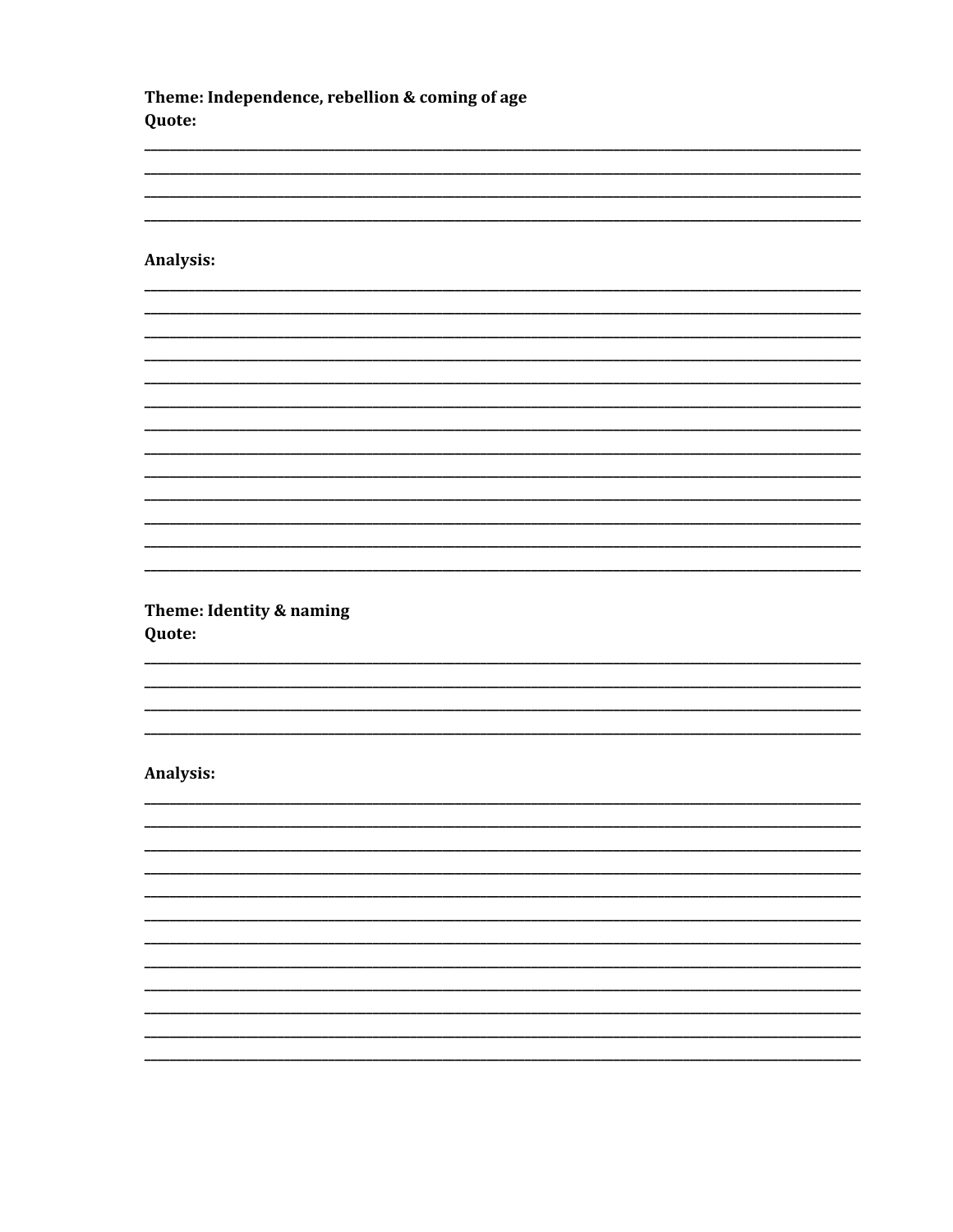**Theme: Independence, rebellion & coming of age**
**Quote:**

______________________________________________________________________________
______________________________________________________________________________
______________________________________________________________________________
______________________________________________________________________________

**Analysis:**

______________________________________________________________________________
______________________________________________________________________________
______________________________________________________________________________
______________________________________________________________________________
______________________________________________________________________________
______________________________________________________________________________
______________________________________________________________________________
______________________________________________________________________________
______________________________________________________________________________
______________________________________________________________________________
______________________________________________________________________________
______________________________________________________________________________
______________________________________________________________________________

**Theme: Identity & naming**
**Quote:**

______________________________________________________________________________
______________________________________________________________________________
______________________________________________________________________________
______________________________________________________________________________

**Analysis:**

______________________________________________________________________________
______________________________________________________________________________
______________________________________________________________________________
______________________________________________________________________________
______________________________________________________________________________
______________________________________________________________________________
______________________________________________________________________________
______________________________________________________________________________
______________________________________________________________________________
______________________________________________________________________________
______________________________________________________________________________
______________________________________________________________________________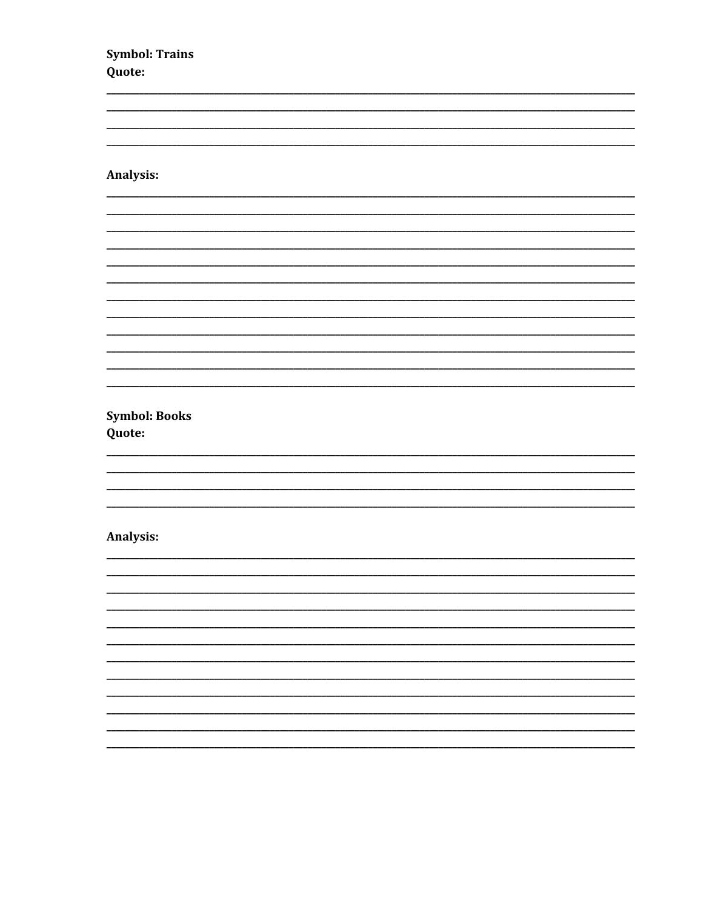**Symbol: Trains**
**Quote:**

\_\_\_\_\_\_\_\_\_\_\_\_\_\_\_\_\_\_\_\_\_\_\_\_\_\_\_\_\_\_\_\_\_\_\_\_\_\_\_\_\_\_\_\_\_\_\_\_\_\_\_\_\_\_\_\_\_\_\_\_\_\_\_\_\_\_\_\_\_\_\_\_\_\_\_\_\_\_

\_\_\_\_\_\_\_\_\_\_\_\_\_\_\_\_\_\_\_\_\_\_\_\_\_\_\_\_\_\_\_\_\_\_\_\_\_\_\_\_\_\_\_\_\_\_\_\_\_\_\_\_\_\_\_\_\_\_\_\_\_\_\_\_\_\_\_\_\_\_\_\_\_\_\_\_\_\_

\_\_\_\_\_\_\_\_\_\_\_\_\_\_\_\_\_\_\_\_\_\_\_\_\_\_\_\_\_\_\_\_\_\_\_\_\_\_\_\_\_\_\_\_\_\_\_\_\_\_\_\_\_\_\_\_\_\_\_\_\_\_\_\_\_\_\_\_\_\_\_\_\_\_\_\_\_\_

\_\_\_\_\_\_\_\_\_\_\_\_\_\_\_\_\_\_\_\_\_\_\_\_\_\_\_\_\_\_\_\_\_\_\_\_\_\_\_\_\_\_\_\_\_\_\_\_\_\_\_\_\_\_\_\_\_\_\_\_\_\_\_\_\_\_\_\_\_\_\_\_\_\_\_\_\_\_

**Analysis:**

\_\_\_\_\_\_\_\_\_\_\_\_\_\_\_\_\_\_\_\_\_\_\_\_\_\_\_\_\_\_\_\_\_\_\_\_\_\_\_\_\_\_\_\_\_\_\_\_\_\_\_\_\_\_\_\_\_\_\_\_\_\_\_\_\_\_\_\_\_\_\_\_\_\_\_\_\_\_

\_\_\_\_\_\_\_\_\_\_\_\_\_\_\_\_\_\_\_\_\_\_\_\_\_\_\_\_\_\_\_\_\_\_\_\_\_\_\_\_\_\_\_\_\_\_\_\_\_\_\_\_\_\_\_\_\_\_\_\_\_\_\_\_\_\_\_\_\_\_\_\_\_\_\_\_\_\_

\_\_\_\_\_\_\_\_\_\_\_\_\_\_\_\_\_\_\_\_\_\_\_\_\_\_\_\_\_\_\_\_\_\_\_\_\_\_\_\_\_\_\_\_\_\_\_\_\_\_\_\_\_\_\_\_\_\_\_\_\_\_\_\_\_\_\_\_\_\_\_\_\_\_\_\_\_\_

\_\_\_\_\_\_\_\_\_\_\_\_\_\_\_\_\_\_\_\_\_\_\_\_\_\_\_\_\_\_\_\_\_\_\_\_\_\_\_\_\_\_\_\_\_\_\_\_\_\_\_\_\_\_\_\_\_\_\_\_\_\_\_\_\_\_\_\_\_\_\_\_\_\_\_\_\_\_

\_\_\_\_\_\_\_\_\_\_\_\_\_\_\_\_\_\_\_\_\_\_\_\_\_\_\_\_\_\_\_\_\_\_\_\_\_\_\_\_\_\_\_\_\_\_\_\_\_\_\_\_\_\_\_\_\_\_\_\_\_\_\_\_\_\_\_\_\_\_\_\_\_\_\_\_\_\_

\_\_\_\_\_\_\_\_\_\_\_\_\_\_\_\_\_\_\_\_\_\_\_\_\_\_\_\_\_\_\_\_\_\_\_\_\_\_\_\_\_\_\_\_\_\_\_\_\_\_\_\_\_\_\_\_\_\_\_\_\_\_\_\_\_\_\_\_\_\_\_\_\_\_\_\_\_\_

\_\_\_\_\_\_\_\_\_\_\_\_\_\_\_\_\_\_\_\_\_\_\_\_\_\_\_\_\_\_\_\_\_\_\_\_\_\_\_\_\_\_\_\_\_\_\_\_\_\_\_\_\_\_\_\_\_\_\_\_\_\_\_\_\_\_\_\_\_\_\_\_\_\_\_\_\_\_

\_\_\_\_\_\_\_\_\_\_\_\_\_\_\_\_\_\_\_\_\_\_\_\_\_\_\_\_\_\_\_\_\_\_\_\_\_\_\_\_\_\_\_\_\_\_\_\_\_\_\_\_\_\_\_\_\_\_\_\_\_\_\_\_\_\_\_\_\_\_\_\_\_\_\_\_\_\_

\_\_\_\_\_\_\_\_\_\_\_\_\_\_\_\_\_\_\_\_\_\_\_\_\_\_\_\_\_\_\_\_\_\_\_\_\_\_\_\_\_\_\_\_\_\_\_\_\_\_\_\_\_\_\_\_\_\_\_\_\_\_\_\_\_\_\_\_\_\_\_\_\_\_\_\_\_\_

\_\_\_\_\_\_\_\_\_\_\_\_\_\_\_\_\_\_\_\_\_\_\_\_\_\_\_\_\_\_\_\_\_\_\_\_\_\_\_\_\_\_\_\_\_\_\_\_\_\_\_\_\_\_\_\_\_\_\_\_\_\_\_\_\_\_\_\_\_\_\_\_\_\_\_\_\_\_

\_\_\_\_\_\_\_\_\_\_\_\_\_\_\_\_\_\_\_\_\_\_\_\_\_\_\_\_\_\_\_\_\_\_\_\_\_\_\_\_\_\_\_\_\_\_\_\_\_\_\_\_\_\_\_\_\_\_\_\_\_\_\_\_\_\_\_\_\_\_\_\_\_\_\_\_\_\_

\_\_\_\_\_\_\_\_\_\_\_\_\_\_\_\_\_\_\_\_\_\_\_\_\_\_\_\_\_\_\_\_\_\_\_\_\_\_\_\_\_\_\_\_\_\_\_\_\_\_\_\_\_\_\_\_\_\_\_\_\_\_\_\_\_\_\_\_\_\_\_\_\_\_\_\_\_\_

**Symbol: Books**
**Quote:**

\_\_\_\_\_\_\_\_\_\_\_\_\_\_\_\_\_\_\_\_\_\_\_\_\_\_\_\_\_\_\_\_\_\_\_\_\_\_\_\_\_\_\_\_\_\_\_\_\_\_\_\_\_\_\_\_\_\_\_\_\_\_\_\_\_\_\_\_\_\_\_\_\_\_\_\_\_\_

\_\_\_\_\_\_\_\_\_\_\_\_\_\_\_\_\_\_\_\_\_\_\_\_\_\_\_\_\_\_\_\_\_\_\_\_\_\_\_\_\_\_\_\_\_\_\_\_\_\_\_\_\_\_\_\_\_\_\_\_\_\_\_\_\_\_\_\_\_\_\_\_\_\_\_\_\_\_

\_\_\_\_\_\_\_\_\_\_\_\_\_\_\_\_\_\_\_\_\_\_\_\_\_\_\_\_\_\_\_\_\_\_\_\_\_\_\_\_\_\_\_\_\_\_\_\_\_\_\_\_\_\_\_\_\_\_\_\_\_\_\_\_\_\_\_\_\_\_\_\_\_\_\_\_\_\_

\_\_\_\_\_\_\_\_\_\_\_\_\_\_\_\_\_\_\_\_\_\_\_\_\_\_\_\_\_\_\_\_\_\_\_\_\_\_\_\_\_\_\_\_\_\_\_\_\_\_\_\_\_\_\_\_\_\_\_\_\_\_\_\_\_\_\_\_\_\_\_\_\_\_\_\_\_\_

**Analysis:**

\_\_\_\_\_\_\_\_\_\_\_\_\_\_\_\_\_\_\_\_\_\_\_\_\_\_\_\_\_\_\_\_\_\_\_\_\_\_\_\_\_\_\_\_\_\_\_\_\_\_\_\_\_\_\_\_\_\_\_\_\_\_\_\_\_\_\_\_\_\_\_\_\_\_\_\_\_\_

\_\_\_\_\_\_\_\_\_\_\_\_\_\_\_\_\_\_\_\_\_\_\_\_\_\_\_\_\_\_\_\_\_\_\_\_\_\_\_\_\_\_\_\_\_\_\_\_\_\_\_\_\_\_\_\_\_\_\_\_\_\_\_\_\_\_\_\_\_\_\_\_\_\_\_\_\_\_

\_\_\_\_\_\_\_\_\_\_\_\_\_\_\_\_\_\_\_\_\_\_\_\_\_\_\_\_\_\_\_\_\_\_\_\_\_\_\_\_\_\_\_\_\_\_\_\_\_\_\_\_\_\_\_\_\_\_\_\_\_\_\_\_\_\_\_\_\_\_\_\_\_\_\_\_\_\_

\_\_\_\_\_\_\_\_\_\_\_\_\_\_\_\_\_\_\_\_\_\_\_\_\_\_\_\_\_\_\_\_\_\_\_\_\_\_\_\_\_\_\_\_\_\_\_\_\_\_\_\_\_\_\_\_\_\_\_\_\_\_\_\_\_\_\_\_\_\_\_\_\_\_\_\_\_\_

\_\_\_\_\_\_\_\_\_\_\_\_\_\_\_\_\_\_\_\_\_\_\_\_\_\_\_\_\_\_\_\_\_\_\_\_\_\_\_\_\_\_\_\_\_\_\_\_\_\_\_\_\_\_\_\_\_\_\_\_\_\_\_\_\_\_\_\_\_\_\_\_\_\_\_\_\_\_

\_\_\_\_\_\_\_\_\_\_\_\_\_\_\_\_\_\_\_\_\_\_\_\_\_\_\_\_\_\_\_\_\_\_\_\_\_\_\_\_\_\_\_\_\_\_\_\_\_\_\_\_\_\_\_\_\_\_\_\_\_\_\_\_\_\_\_\_\_\_\_\_\_\_\_\_\_\_

\_\_\_\_\_\_\_\_\_\_\_\_\_\_\_\_\_\_\_\_\_\_\_\_\_\_\_\_\_\_\_\_\_\_\_\_\_\_\_\_\_\_\_\_\_\_\_\_\_\_\_\_\_\_\_\_\_\_\_\_\_\_\_\_\_\_\_\_\_\_\_\_\_\_\_\_\_\_

\_\_\_\_\_\_\_\_\_\_\_\_\_\_\_\_\_\_\_\_\_\_\_\_\_\_\_\_\_\_\_\_\_\_\_\_\_\_\_\_\_\_\_\_\_\_\_\_\_\_\_\_\_\_\_\_\_\_\_\_\_\_\_\_\_\_\_\_\_\_\_\_\_\_\_\_\_\_

\_\_\_\_\_\_\_\_\_\_\_\_\_\_\_\_\_\_\_\_\_\_\_\_\_\_\_\_\_\_\_\_\_\_\_\_\_\_\_\_\_\_\_\_\_\_\_\_\_\_\_\_\_\_\_\_\_\_\_\_\_\_\_\_\_\_\_\_\_\_\_\_\_\_\_\_\_\_

\_\_\_\_\_\_\_\_\_\_\_\_\_\_\_\_\_\_\_\_\_\_\_\_\_\_\_\_\_\_\_\_\_\_\_\_\_\_\_\_\_\_\_\_\_\_\_\_\_\_\_\_\_\_\_\_\_\_\_\_\_\_\_\_\_\_\_\_\_\_\_\_\_\_\_\_\_\_

\_\_\_\_\_\_\_\_\_\_\_\_\_\_\_\_\_\_\_\_\_\_\_\_\_\_\_\_\_\_\_\_\_\_\_\_\_\_\_\_\_\_\_\_\_\_\_\_\_\_\_\_\_\_\_\_\_\_\_\_\_\_\_\_\_\_\_\_\_\_\_\_\_\_\_\_\_\_

\_\_\_\_\_\_\_\_\_\_\_\_\_\_\_\_\_\_\_\_\_\_\_\_\_\_\_\_\_\_\_\_\_\_\_\_\_\_\_\_\_\_\_\_\_\_\_\_\_\_\_\_\_\_\_\_\_\_\_\_\_\_\_\_\_\_\_\_\_\_\_\_\_\_\_\_\_\_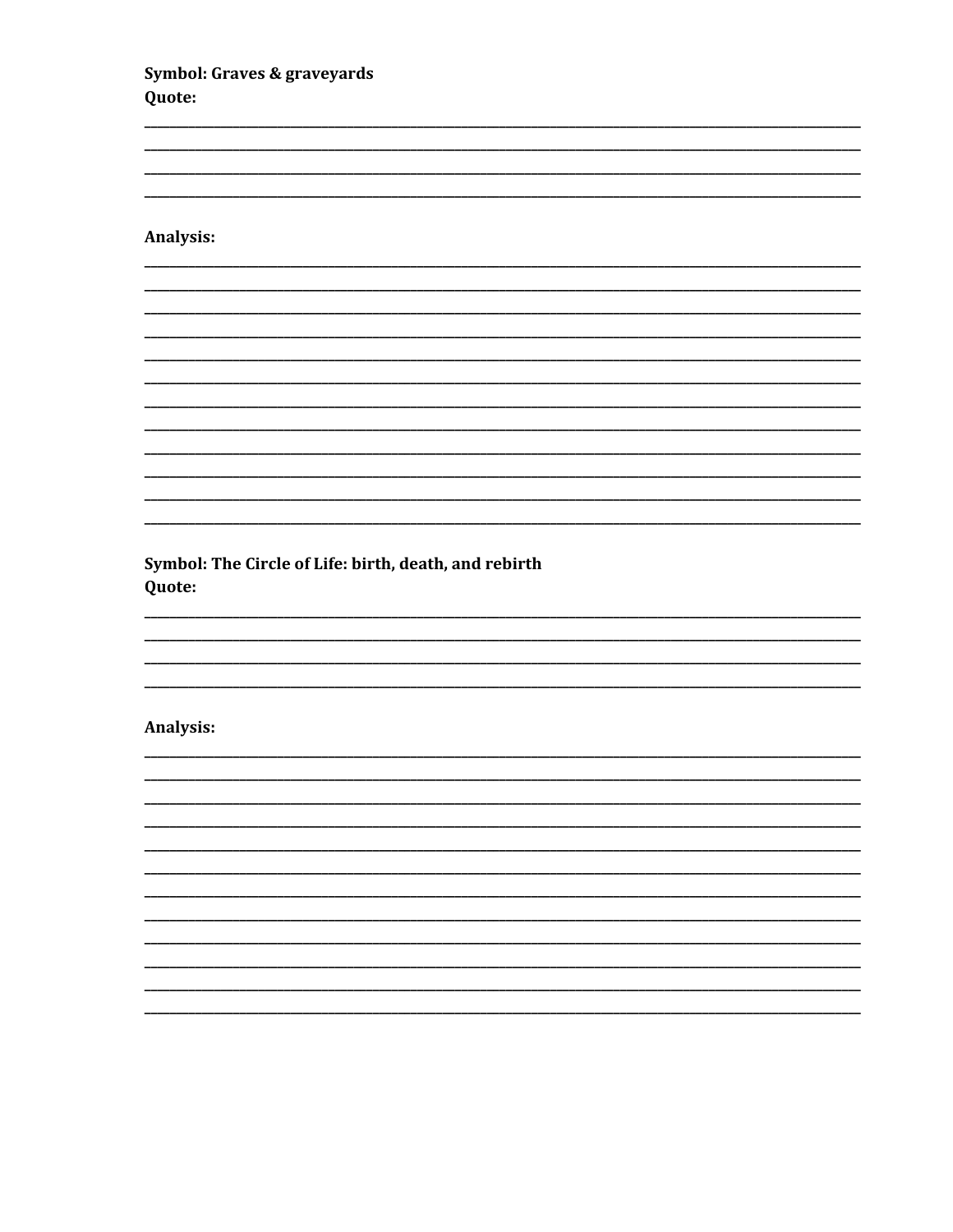**Symbol: Graves & graveyards**
**Quote:**

______________________________________________________________________________
______________________________________________________________________________
______________________________________________________________________________
______________________________________________________________________________

**Analysis:**

______________________________________________________________________________
______________________________________________________________________________
______________________________________________________________________________
______________________________________________________________________________
______________________________________________________________________________
______________________________________________________________________________
______________________________________________________________________________
______________________________________________________________________________
______________________________________________________________________________
______________________________________________________________________________
______________________________________________________________________________
______________________________________________________________________________

**Symbol: The Circle of Life: birth, death, and rebirth**
**Quote:**

______________________________________________________________________________
______________________________________________________________________________
______________________________________________________________________________
______________________________________________________________________________

**Analysis:**

______________________________________________________________________________
______________________________________________________________________________
______________________________________________________________________________
______________________________________________________________________________
______________________________________________________________________________
______________________________________________________________________________
______________________________________________________________________________
______________________________________________________________________________
______________________________________________________________________________
______________________________________________________________________________
______________________________________________________________________________
______________________________________________________________________________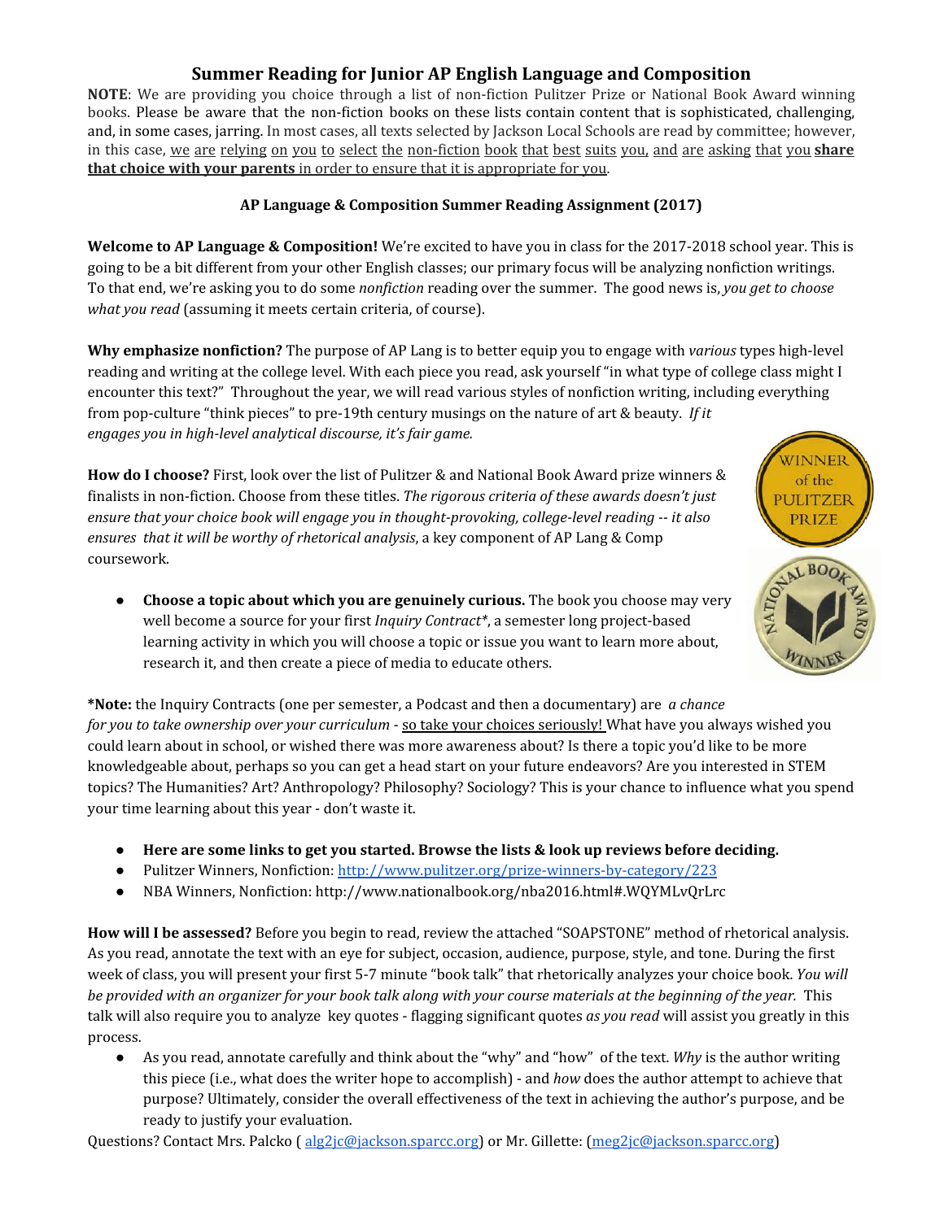## Summer Reading for Junior AP English Language and Composition

**NOTE**: We are providing you choice through a list of non-fiction Pulitzer Prize or National Book Award winning books. Please be aware that the non-fiction books on these lists contain content that is sophisticated, challenging, and, in some cases, jarring. In most cases, all texts selected by Jackson Local Schools are read by committee; however, in this case, we are relying on you to select the non-fiction book that best suits you, and are asking that you **share that choice with your parents** in order to ensure that it is appropriate for you.

### AP Language & Composition Summer Reading Assignment (2017)

**Welcome to AP Language & Composition!** We're excited to have you in class for the 2017-2018 school year. This is going to be a bit different from your other English classes; our primary focus will be analyzing nonfiction writings. To that end, we're asking you to do some *nonfiction* reading over the summer. The good news is, *you get to choose what you read* (assuming it meets certain criteria, of course).

**Why emphasize nonfiction?** The purpose of AP Lang is to better equip you to engage with *various* types high-level reading and writing at the college level. With each piece you read, ask yourself "in what type of college class might I encounter this text?" Throughout the year, we will read various styles of nonfiction writing, including everything from pop-culture "think pieces" to pre-19th century musings on the nature of art & beauty. *If it engages you in high-level analytical discourse, it's fair game.*

**How do I choose?** First, look over the list of Pulitzer & and National Book Award prize winners & finalists in non-fiction. Choose from these titles. *The rigorous criteria of these awards doesn't just ensure that your choice book will engage you in thought-provoking, college-level reading -- it also ensures that it will be worthy of rhetorical analysis*, a key component of AP Lang & Comp coursework.

- **Choose a topic about which you are genuinely curious.** The book you choose may very well become a source for your first *Inquiry Contract**, a semester long project-based learning activity in which you will choose a topic or issue you want to learn more about, research it, and then create a piece of media to educate others.

***Note:** the Inquiry Contracts (one per semester, a Podcast and then a documentary) are *a chance for you to take ownership over your curriculum* - so take your choices seriously! What have you always wished you could learn about in school, or wished there was more awareness about? Is there a topic you'd like to be more knowledgeable about, perhaps so you can get a head start on your future endeavors? Are you interested in STEM topics? The Humanities? Art? Anthropology? Philosophy? Sociology? This is your chance to influence what you spend your time learning about this year - don't waste it.

- **Here are some links to get you started. Browse the lists & look up reviews before deciding.**
- Pulitzer Winners, Nonfiction: http://www.pulitzer.org/prize-winners-by-category/223
- NBA Winners, Nonfiction: http://www.nationalbook.org/nba2016.html#.WQYMLvQrLrc

**How will I be assessed?** Before you begin to read, review the attached "SOAPSTONE" method of rhetorical analysis. As you read, annotate the text with an eye for subject, occasion, audience, purpose, style, and tone. During the first week of class, you will present your first 5-7 minute "book talk" that rhetorically analyzes your choice book. *You will be provided with an organizer for your book talk along with your course materials at the beginning of the year.* This talk will also require you to analyze key quotes - flagging significant quotes *as you read* will assist you greatly in this process.

- As you read, annotate carefully and think about the "why" and "how" of the text. *Why* is the author writing this piece (i.e., what does the writer hope to accomplish) - and *how* does the author attempt to achieve that purpose? Ultimately, consider the overall effectiveness of the text in achieving the author's purpose, and be ready to justify your evaluation.

Questions? Contact Mrs. Palcko ( alg2jc@jackson.sparcc.org) or Mr. Gillette: (meg2jc@jackson.sparcc.org)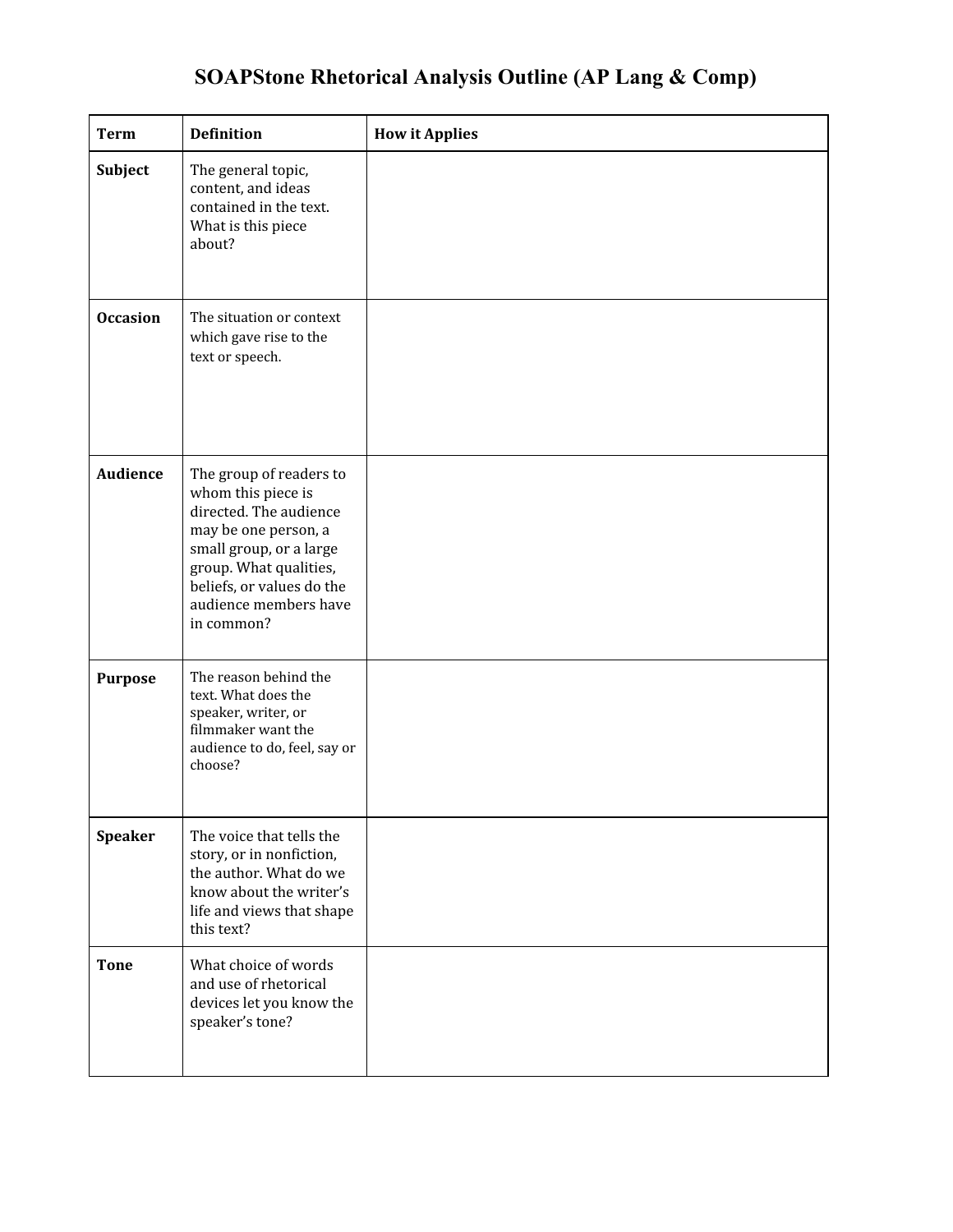# SOAPStone Rhetorical Analysis Outline (AP Lang & Comp)

| Term | Definition | How it Applies |
|---|---|---|
| **Subject** | The general topic, content, and ideas contained in the text. What is this piece about? | |
| **Occasion** | The situation or context which gave rise to the text or speech. | |
| **Audience** | The group of readers to whom this piece is directed. The audience may be one person, a small group, or a large group. What qualities, beliefs, or values do the audience members have in common? | |
| **Purpose** | The reason behind the text. What does the speaker, writer, or filmmaker want the audience to do, feel, say or choose? | |
| **Speaker** | The voice that tells the story, or in nonfiction, the author. What do we know about the writer's life and views that shape this text? | |
| **Tone** | What choice of words and use of rhetorical devices let you know the speaker's tone? | |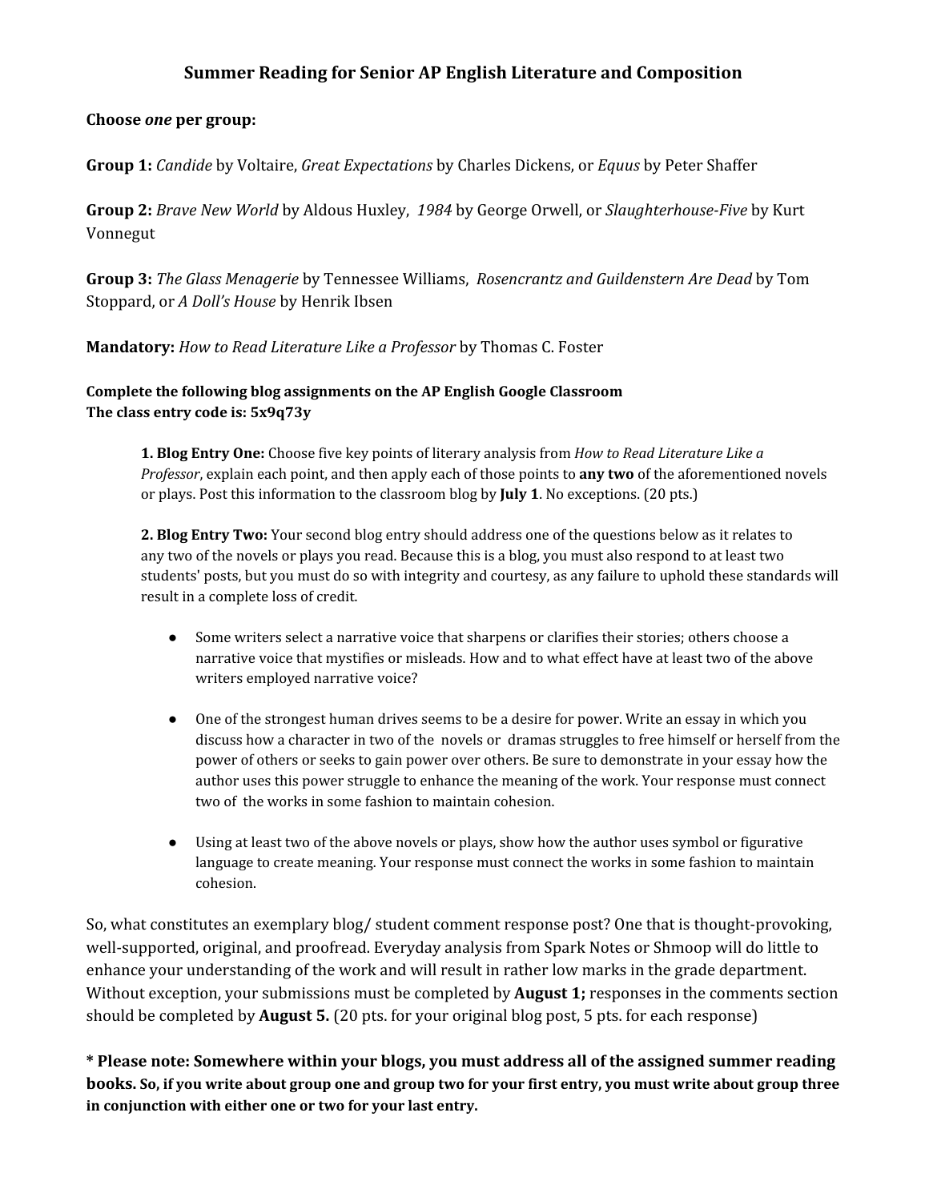# Summer Reading for Senior AP English Literature and Composition

**Choose *one* per group:**

**Group 1:** *Candide* by Voltaire, *Great Expectations* by Charles Dickens, or *Equus* by Peter Shaffer

**Group 2:** *Brave New World* by Aldous Huxley, *1984* by George Orwell, or *Slaughterhouse-Five* by Kurt Vonnegut

**Group 3:** *The Glass Menagerie* by Tennessee Williams, *Rosencrantz and Guildenstern Are Dead* by Tom Stoppard, or *A Doll's House* by Henrik Ibsen

**Mandatory:** *How to Read Literature Like a Professor* by Thomas C. Foster

**Complete the following blog assignments on the AP English Google Classroom**
**The class entry code is: 5x9q73y**

> **1. Blog Entry One:** Choose five key points of literary analysis from *How to Read Literature Like a Professor*, explain each point, and then apply each of those points to **any two** of the aforementioned novels or plays. Post this information to the classroom blog by **July 1**. No exceptions. (20 pts.)
>
> **2. Blog Entry Two:** Your second blog entry should address one of the questions below as it relates to any two of the novels or plays you read. Because this is a blog, you must also respond to at least two students' posts, but you must do so with integrity and courtesy, as any failure to uphold these standards will result in a complete loss of credit.
>
> - Some writers select a narrative voice that sharpens or clarifies their stories; others choose a narrative voice that mystifies or misleads. How and to what effect have at least two of the above writers employed narrative voice?
> - One of the strongest human drives seems to be a desire for power. Write an essay in which you discuss how a character in two of the novels or dramas struggles to free himself or herself from the power of others or seeks to gain power over others. Be sure to demonstrate in your essay how the author uses this power struggle to enhance the meaning of the work. Your response must connect two of the works in some fashion to maintain cohesion.
> - Using at least two of the above novels or plays, show how the author uses symbol or figurative language to create meaning. Your response must connect the works in some fashion to maintain cohesion.

So, what constitutes an exemplary blog/ student comment response post? One that is thought-provoking, well-supported, original, and proofread. Everyday analysis from Spark Notes or Shmoop will do little to enhance your understanding of the work and will result in rather low marks in the grade department. Without exception, your submissions must be completed by **August 1;** responses in the comments section should be completed by **August 5.** (20 pts. for your original blog post, 5 pts. for each response)

**\* Please note: Somewhere within your blogs, you must address all of the assigned summer reading books. So, if you write about group one and group two for your first entry, you must write about group three in conjunction with either one or two for your last entry.**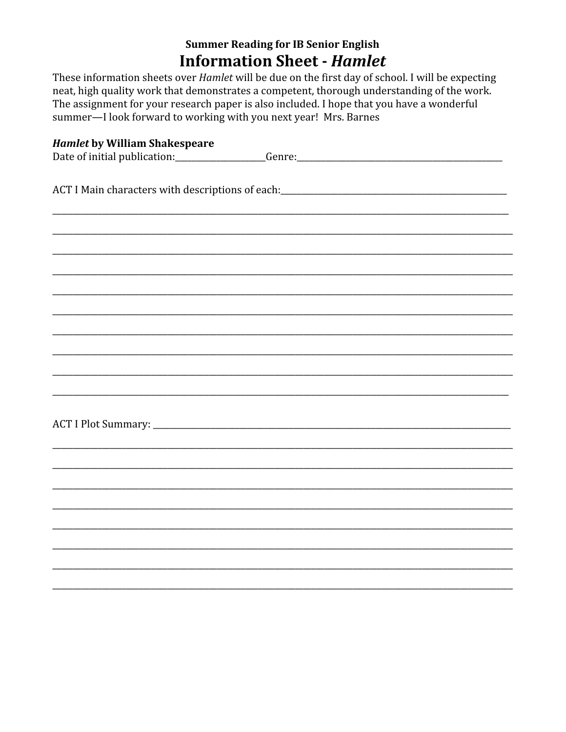**Summer Reading for IB Senior English**

# Information Sheet - *Hamlet*

These information sheets over *Hamlet* will be due on the first day of school. I will be expecting neat, high quality work that demonstrates a competent, thorough understanding of the work. The assignment for your research paper is also included. I hope that you have a wonderful summer—I look forward to working with you next year! Mrs. Barnes

***Hamlet* by William Shakespeare**

Date of initial publication:_____________________Genre:_______________________________________________

ACT I Main characters with descriptions of each:_____________________________________________________

______________________________________________________________________________________________

______________________________________________________________________________________________

______________________________________________________________________________________________

______________________________________________________________________________________________

______________________________________________________________________________________________

______________________________________________________________________________________________

______________________________________________________________________________________________

______________________________________________________________________________________________

______________________________________________________________________________________________

______________________________________________________________________________________________

ACT I Plot Summary: ___________________________________________________________________________

______________________________________________________________________________________________

______________________________________________________________________________________________

______________________________________________________________________________________________

______________________________________________________________________________________________

______________________________________________________________________________________________

______________________________________________________________________________________________

______________________________________________________________________________________________

______________________________________________________________________________________________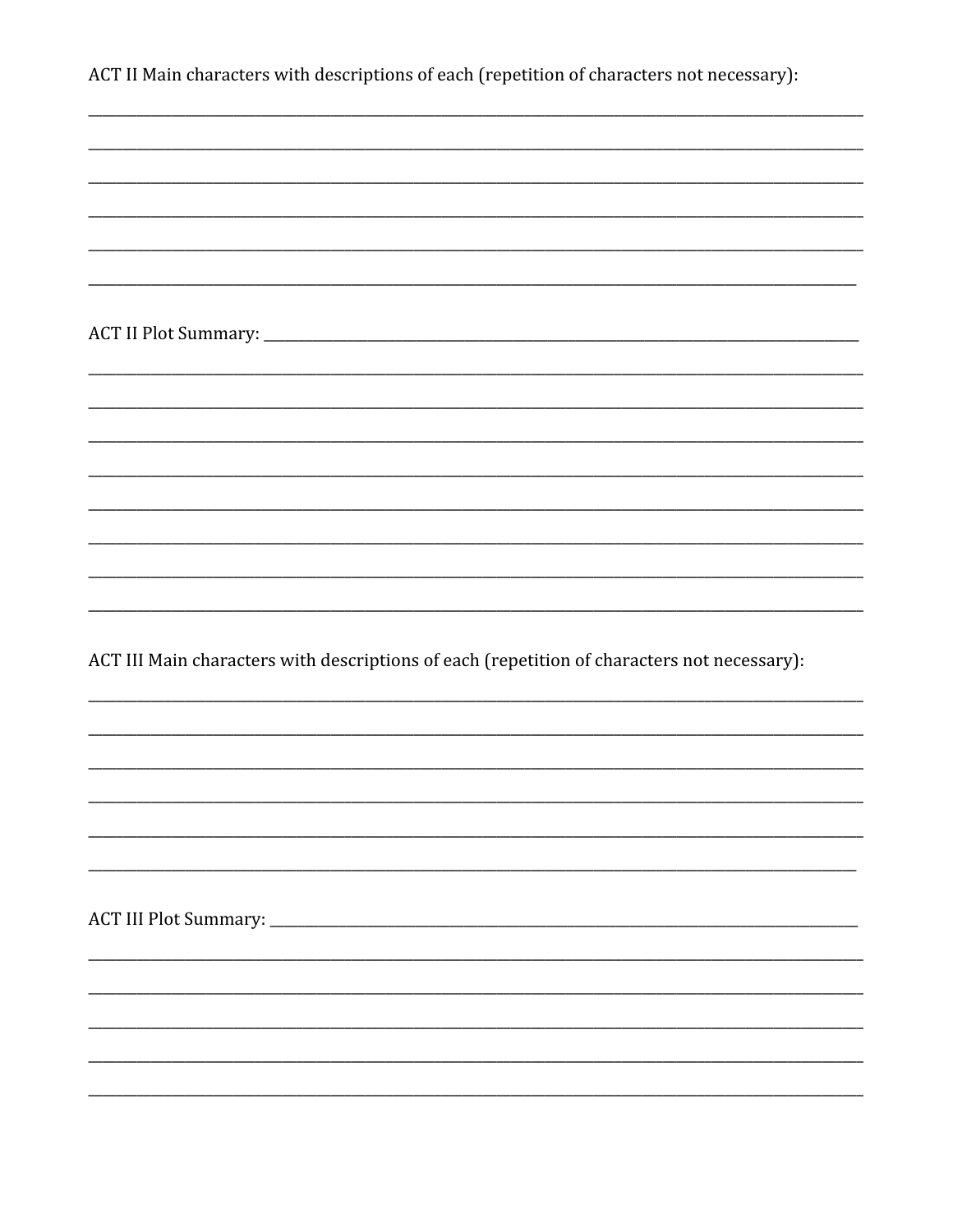ACT II Main characters with descriptions of each (repetition of characters not necessary):

______________________________________________________________________________

______________________________________________________________________________

______________________________________________________________________________

______________________________________________________________________________

______________________________________________________________________________

______________________________________________________________________________

ACT II Plot Summary: ____________________________________________________________

______________________________________________________________________________

______________________________________________________________________________

______________________________________________________________________________

______________________________________________________________________________

______________________________________________________________________________

______________________________________________________________________________

______________________________________________________________________________

______________________________________________________________________________

ACT III Main characters with descriptions of each (repetition of characters not necessary):

______________________________________________________________________________

______________________________________________________________________________

______________________________________________________________________________

______________________________________________________________________________

______________________________________________________________________________

______________________________________________________________________________

ACT III Plot Summary: ___________________________________________________________

______________________________________________________________________________

______________________________________________________________________________

______________________________________________________________________________

______________________________________________________________________________

______________________________________________________________________________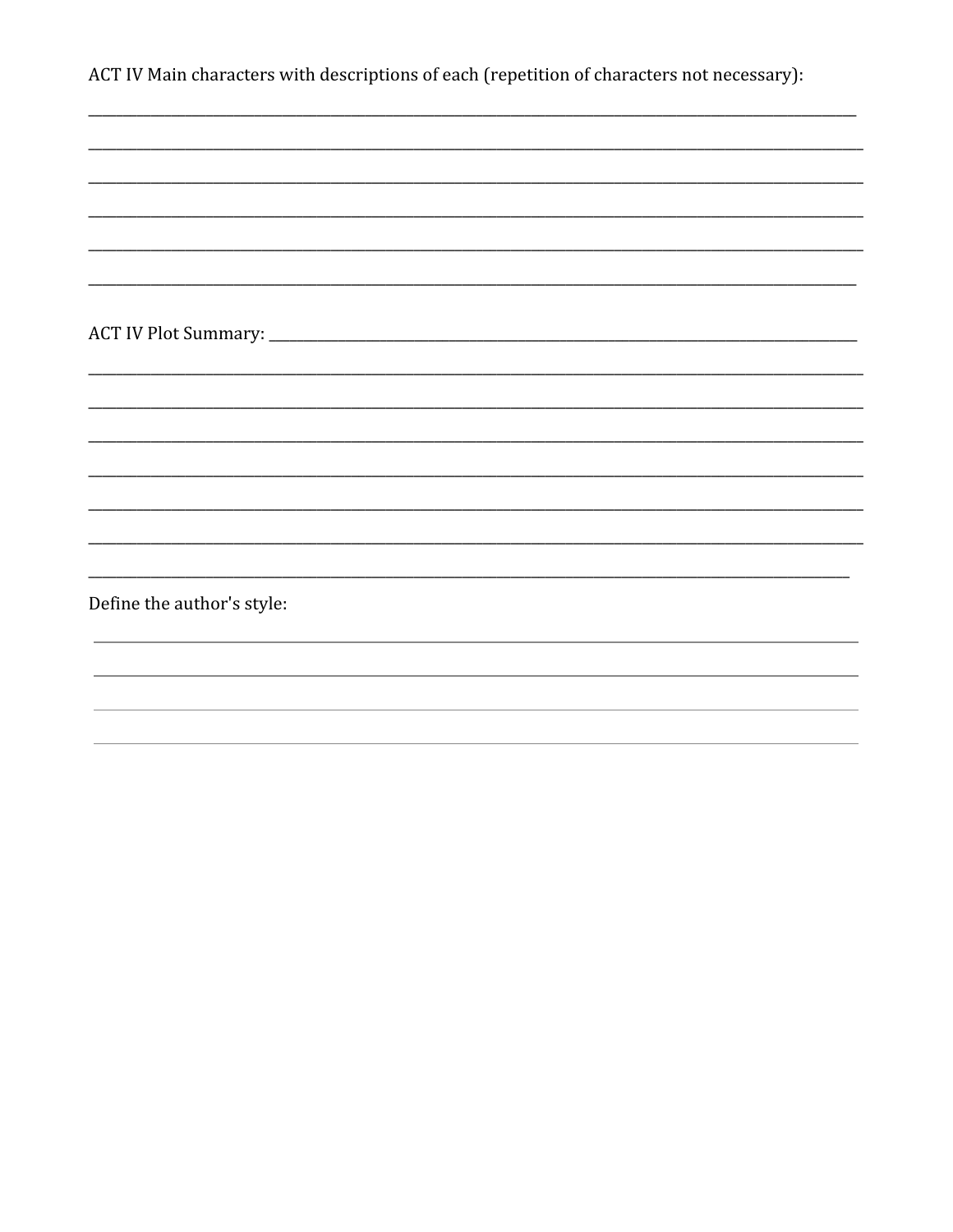ACT IV Main characters with descriptions of each (repetition of characters not necessary):

______________________________________________________________________________

______________________________________________________________________________

______________________________________________________________________________

______________________________________________________________________________

______________________________________________________________________________

______________________________________________________________________________

ACT IV Plot Summary: ______________________________________________________

______________________________________________________________________________

______________________________________________________________________________

______________________________________________________________________________

______________________________________________________________________________

______________________________________________________________________________

______________________________________________________________________________

______________________________________________________________________________

Define the author's style:

______________________________________________________________________________

______________________________________________________________________________

______________________________________________________________________________

______________________________________________________________________________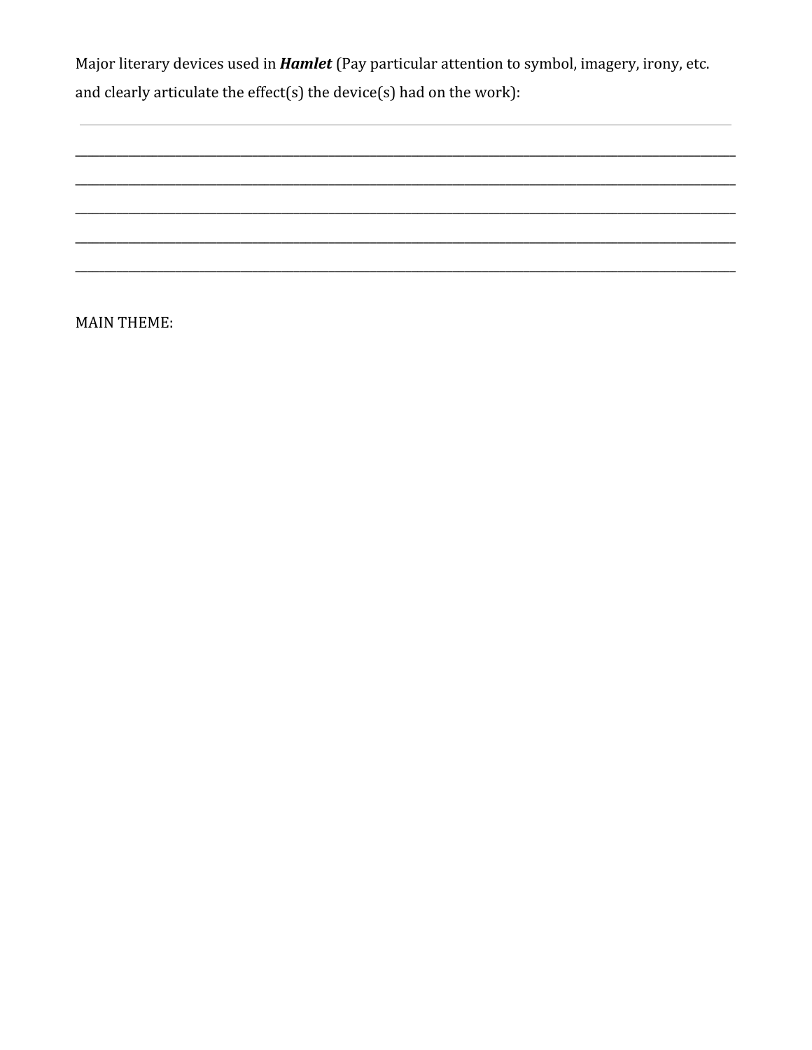Major literary devices used in ***Hamlet*** (Pay particular attention to symbol, imagery, irony, etc. and clearly articulate the effect(s) the device(s) had on the work):

---

______________________________________________________________________________________________

______________________________________________________________________________________________

______________________________________________________________________________________________

______________________________________________________________________________________________

______________________________________________________________________________________________

MAIN THEME: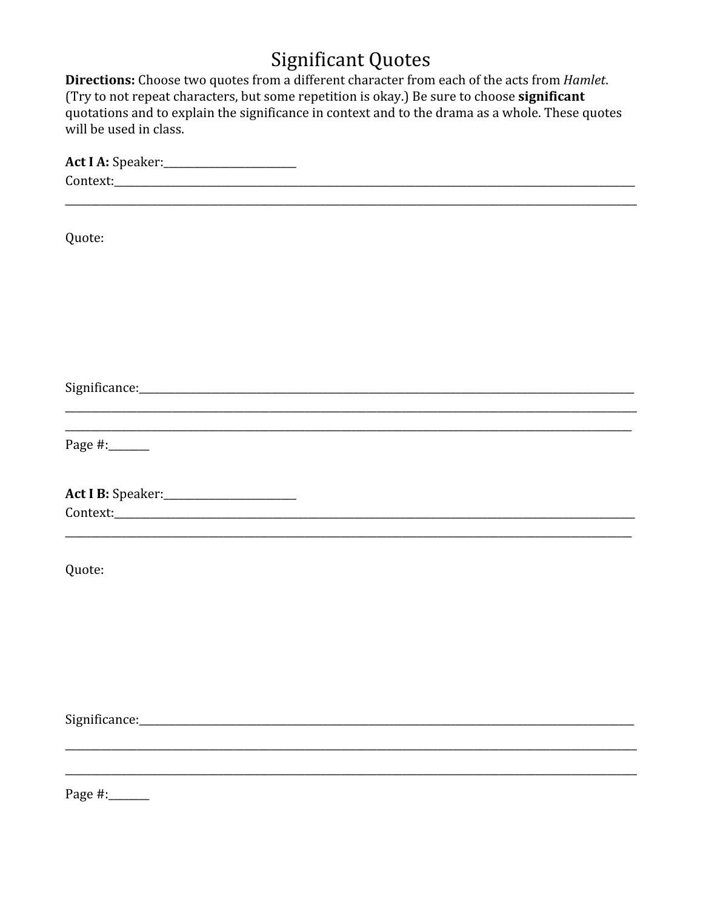# Significant Quotes

**Directions:** Choose two quotes from a different character from each of the acts from *Hamlet*. (Try to not repeat characters, but some repetition is okay.) Be sure to choose **significant** quotations and to explain the significance in context and to the drama as a whole. These quotes will be used in class.

**Act I A:** Speaker:_______________________

Context:___________________________________________________________________________________________

___________________________________________________________________________________________________

Quote:

Significance:_______________________________________________________________________________________

___________________________________________________________________________________________________

___________________________________________________________________________________________________

Page #:_______

**Act I B:** Speaker:_______________________

Context:___________________________________________________________________________________________

___________________________________________________________________________________________________

Quote:

Significance:_______________________________________________________________________________________

___________________________________________________________________________________________________

___________________________________________________________________________________________________

Page #:_______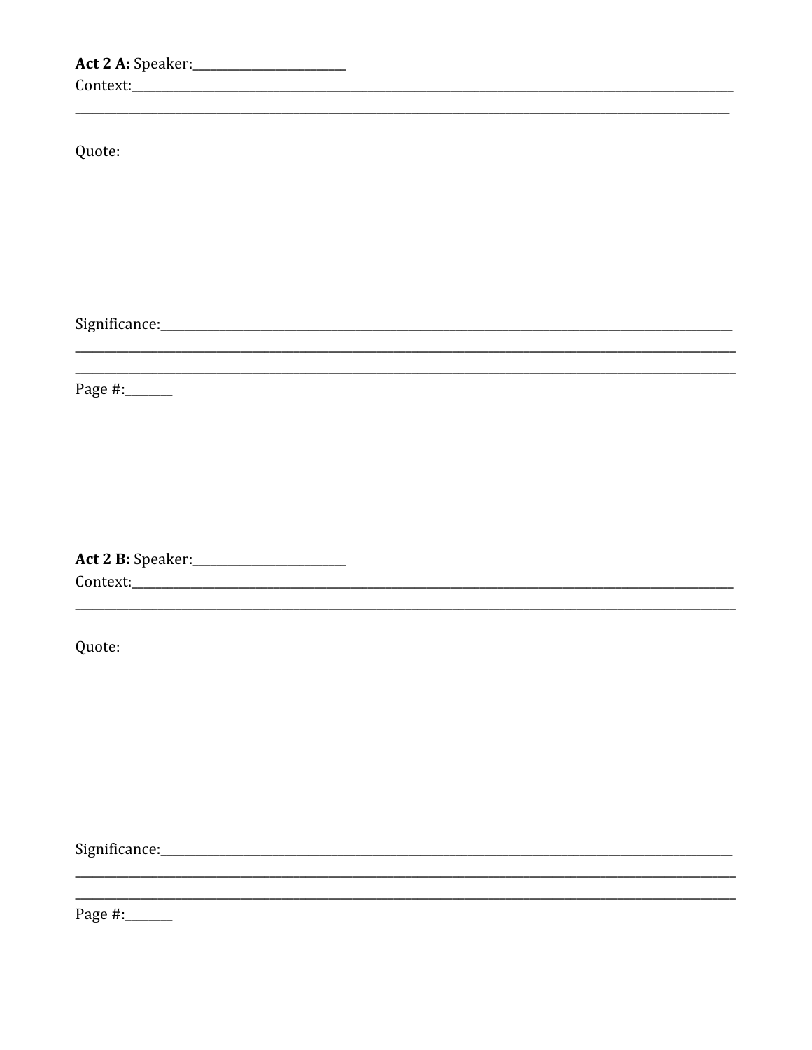**Act 2 A:** Speaker:________________________

Context:____________________________________________________________________________________________________

____________________________________________________________________________________________________

Quote:

Significance:___________________________________________________________________________________________

____________________________________________________________________________________________________

____________________________________________________________________________________________________

Page #:_______

**Act 2 B:** Speaker:________________________

Context:____________________________________________________________________________________________________

____________________________________________________________________________________________________

Quote:

Significance:___________________________________________________________________________________________

____________________________________________________________________________________________________

____________________________________________________________________________________________________

Page #:_______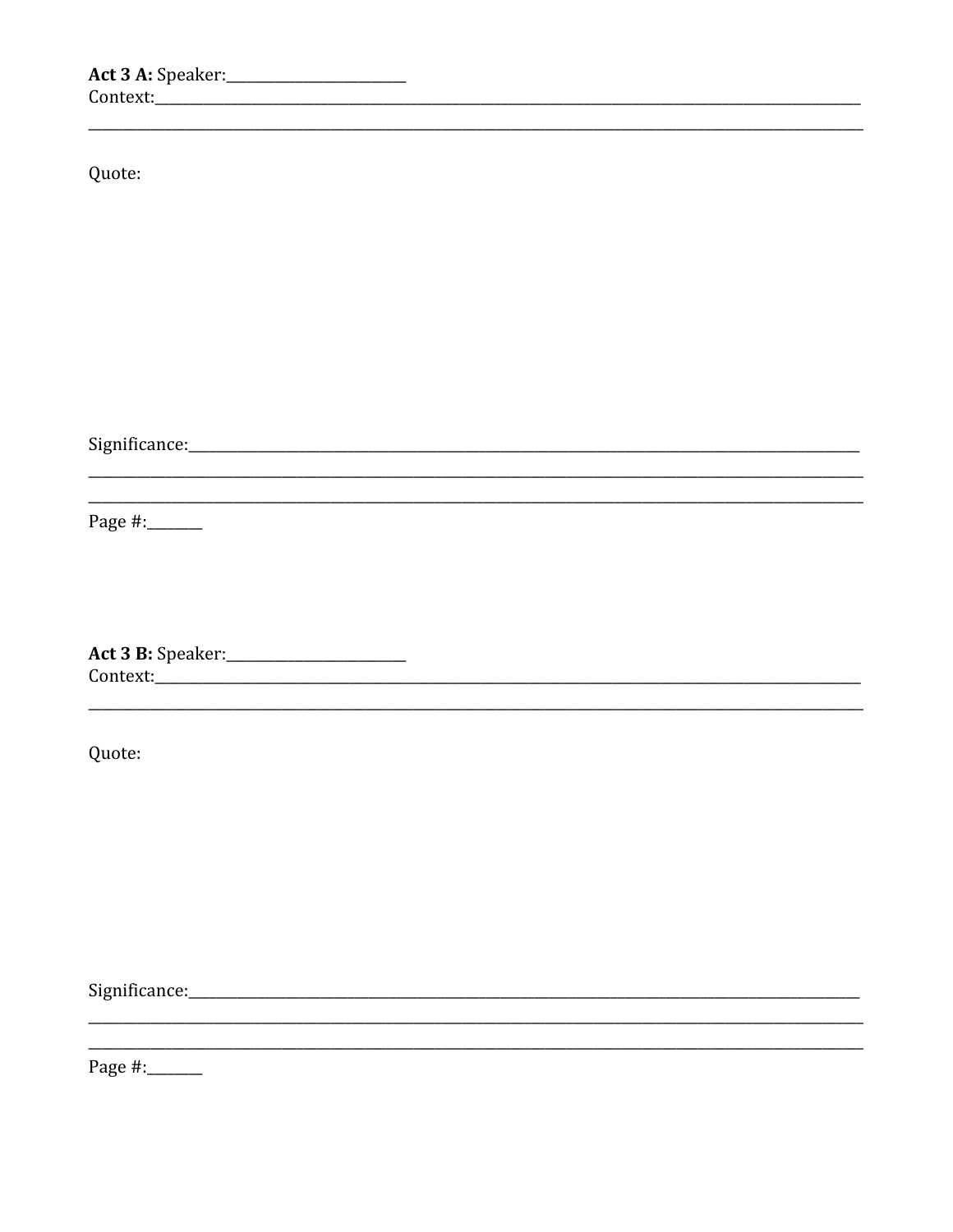**Act 3 A:** Speaker:________________________
Context:________________________________________________________________________________________________
________________________________________________________________________________________________________

Quote:

Significance:___________________________________________________________________________________________
________________________________________________________________________________________________________
________________________________________________________________________________________________________
Page #:_______

**Act 3 B:** Speaker:________________________
Context:________________________________________________________________________________________________
________________________________________________________________________________________________________

Quote:

Significance:___________________________________________________________________________________________
________________________________________________________________________________________________________
________________________________________________________________________________________________________
Page #:_______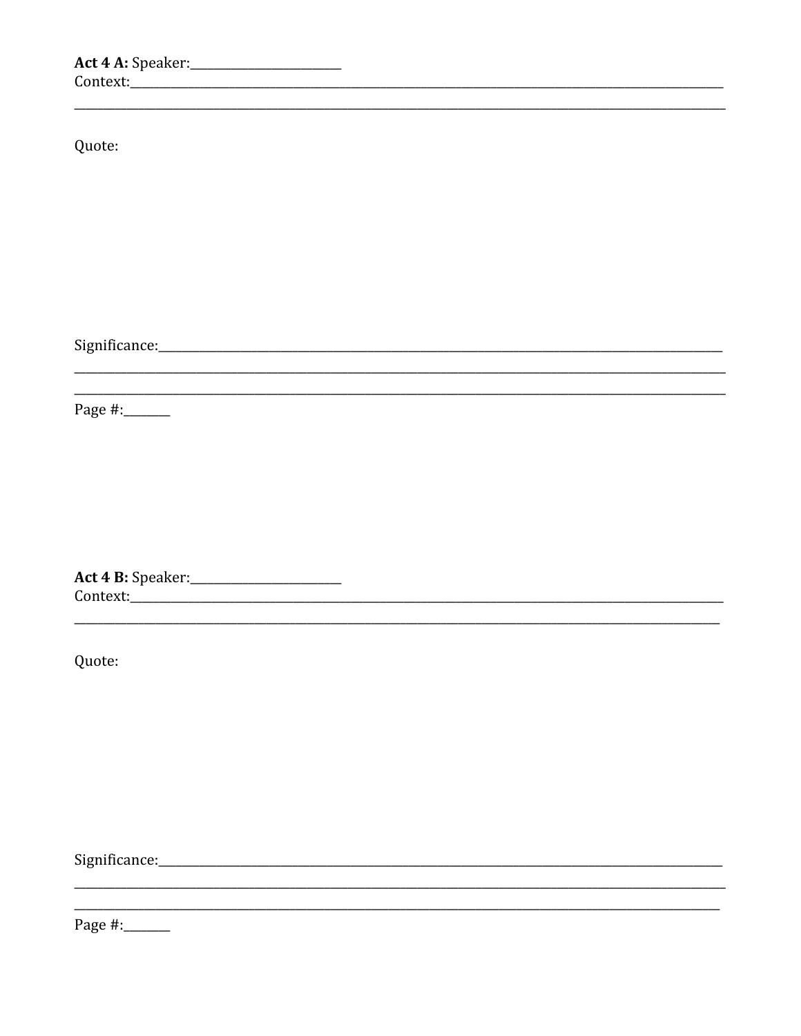**Act 4 A:** Speaker:_______________________
Context:_______________________________________________________________________________________________
_______________________________________________________________________________________________________

Quote:

Significance:__________________________________________________________________________________________
_______________________________________________________________________________________________________
_______________________________________________________________________________________________________
Page #:_______

**Act 4 B:** Speaker:_______________________
Context:_______________________________________________________________________________________________
_______________________________________________________________________________________________________

Quote:

Significance:__________________________________________________________________________________________
_______________________________________________________________________________________________________
_______________________________________________________________________________________________________
Page #:_______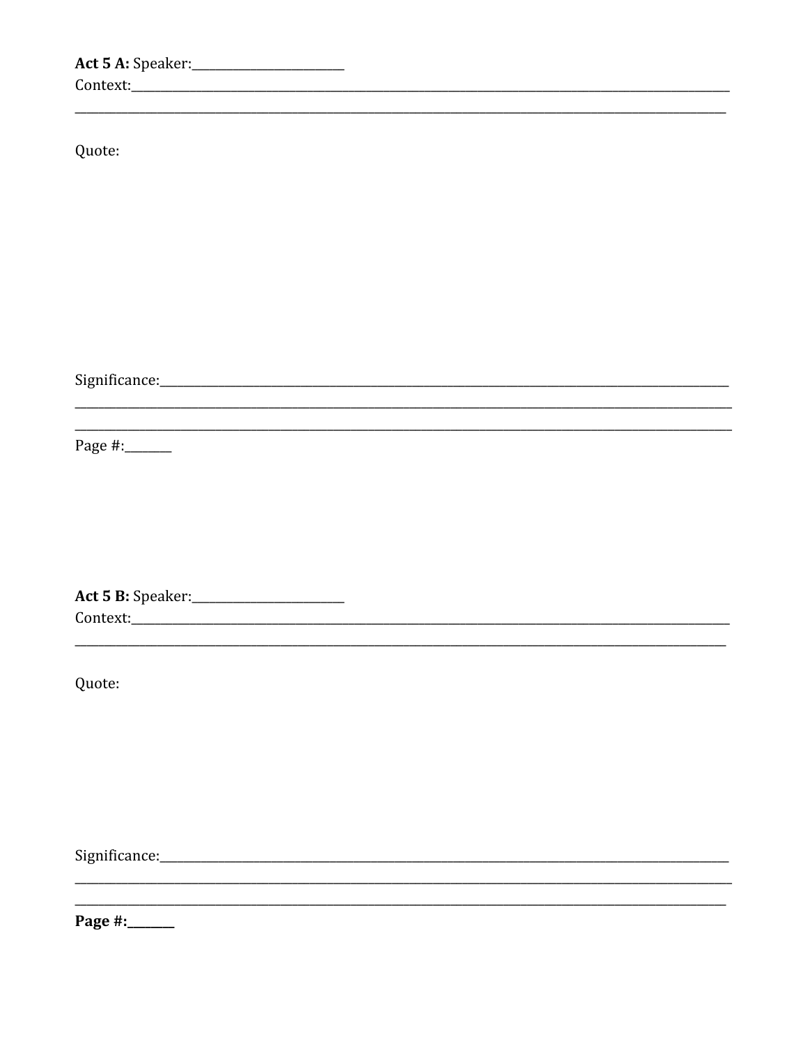**Act 5 A:** Speaker:________________________

Context:____________________________________________________________________________________________________

____________________________________________________________________________________________________________

Quote:

Significance:_______________________________________________________________________________________________

____________________________________________________________________________________________________________

____________________________________________________________________________________________________________

Page #:_______

**Act 5 B:** Speaker:________________________

Context:____________________________________________________________________________________________________

____________________________________________________________________________________________________________

Quote:

Significance:_______________________________________________________________________________________________

____________________________________________________________________________________________________________

____________________________________________________________________________________________________________

**Page #:_______**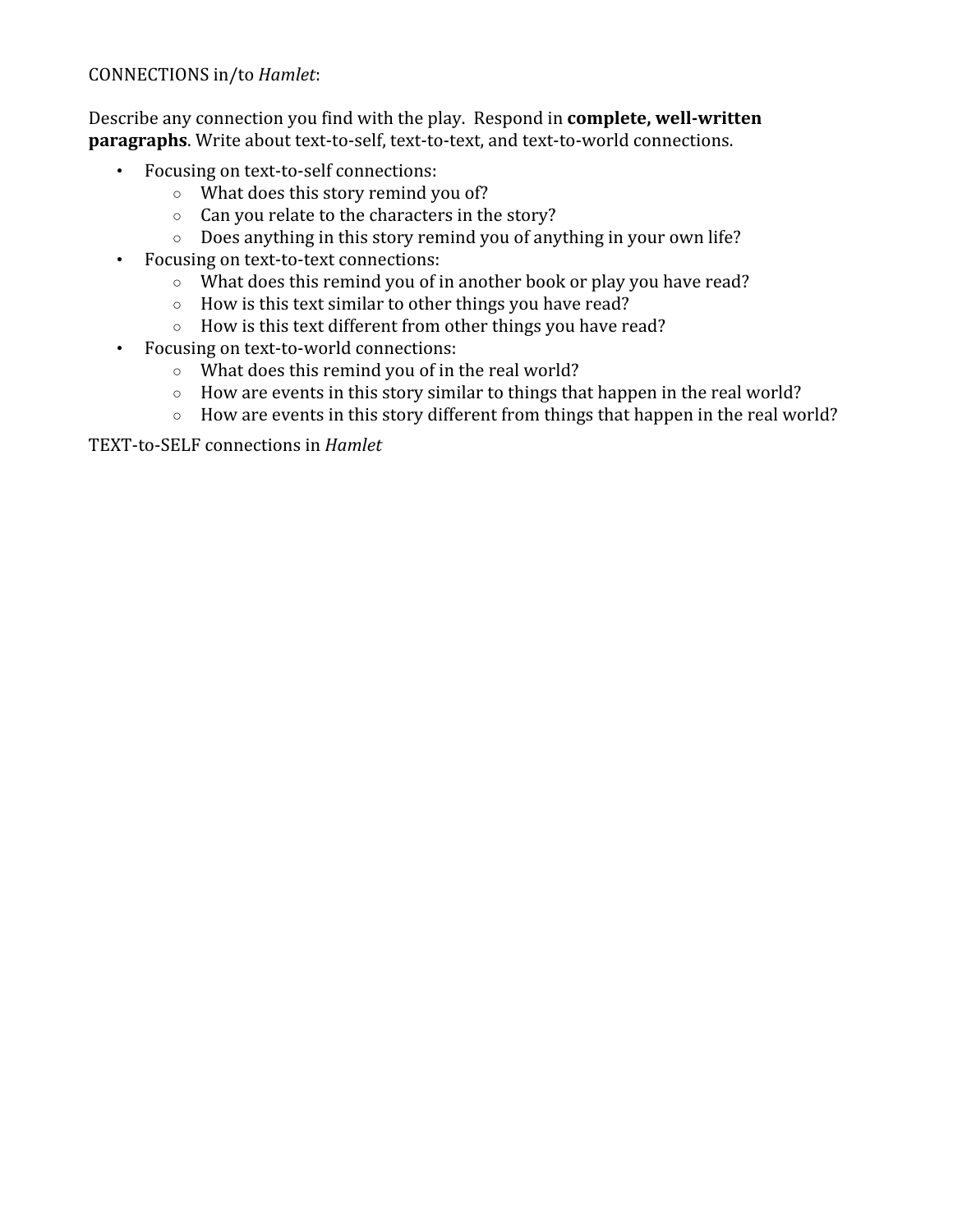CONNECTIONS in/to *Hamlet*:

Describe any connection you find with the play. Respond in **complete, well-written paragraphs**. Write about text-to-self, text-to-text, and text-to-world connections.

- Focusing on text-to-self connections:
  - What does this story remind you of?
  - Can you relate to the characters in the story?
  - Does anything in this story remind you of anything in your own life?
- Focusing on text-to-text connections:
  - What does this remind you of in another book or play you have read?
  - How is this text similar to other things you have read?
  - How is this text different from other things you have read?
- Focusing on text-to-world connections:
  - What does this remind you of in the real world?
  - How are events in this story similar to things that happen in the real world?
  - How are events in this story different from things that happen in the real world?

TEXT-to-SELF connections in *Hamlet*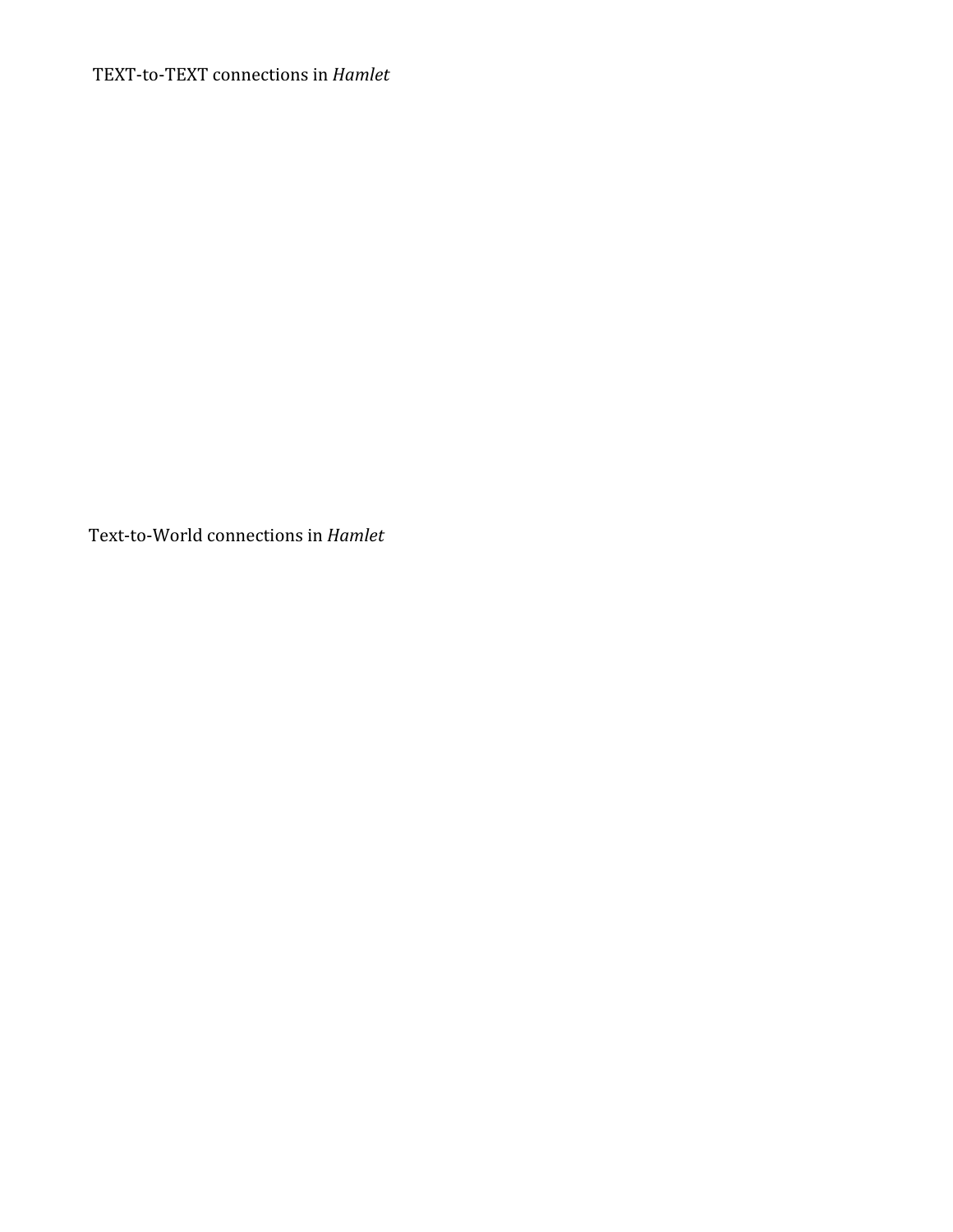TEXT-to-TEXT connections in *Hamlet*

Text-to-World connections in *Hamlet*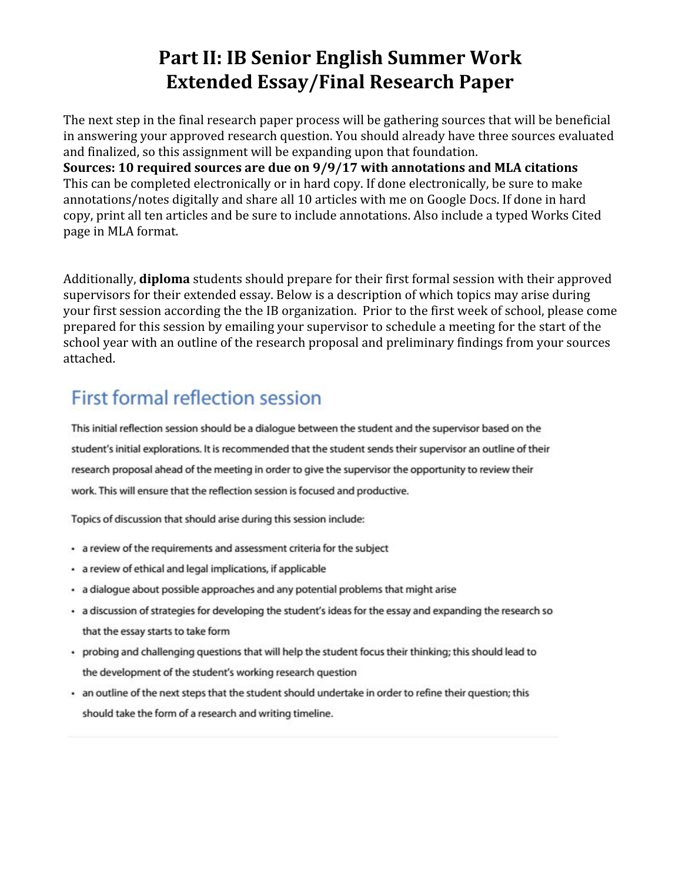# Part II: IB Senior English Summer Work
# Extended Essay/Final Research Paper

The next step in the final research paper process will be gathering sources that will be beneficial in answering your approved research question. You should already have three sources evaluated and finalized, so this assignment will be expanding upon that foundation.

**Sources: 10 required sources are due on 9/9/17 with annotations and MLA citations**
This can be completed electronically or in hard copy. If done electronically, be sure to make annotations/notes digitally and share all 10 articles with me on Google Docs. If done in hard copy, print all ten articles and be sure to include annotations. Also include a typed Works Cited page in MLA format.

Additionally, **diploma** students should prepare for their first formal session with their approved supervisors for their extended essay. Below is a description of which topics may arise during your first session according the the IB organization. Prior to the first week of school, please come prepared for this session by emailing your supervisor to schedule a meeting for the start of the school year with an outline of the research proposal and preliminary findings from your sources attached.

## First formal reflection session

This initial reflection session should be a dialogue between the student and the supervisor based on the student's initial explorations. It is recommended that the student sends their supervisor an outline of their research proposal ahead of the meeting in order to give the supervisor the opportunity to review their work. This will ensure that the reflection session is focused and productive.

Topics of discussion that should arise during this session include:

- a review of the requirements and assessment criteria for the subject
- a review of ethical and legal implications, if applicable
- a dialogue about possible approaches and any potential problems that might arise
- a discussion of strategies for developing the student's ideas for the essay and expanding the research so that the essay starts to take form
- probing and challenging questions that will help the student focus their thinking; this should lead to the development of the student's working research question
- an outline of the next steps that the student should undertake in order to refine their question; this should take the form of a research and writing timeline.